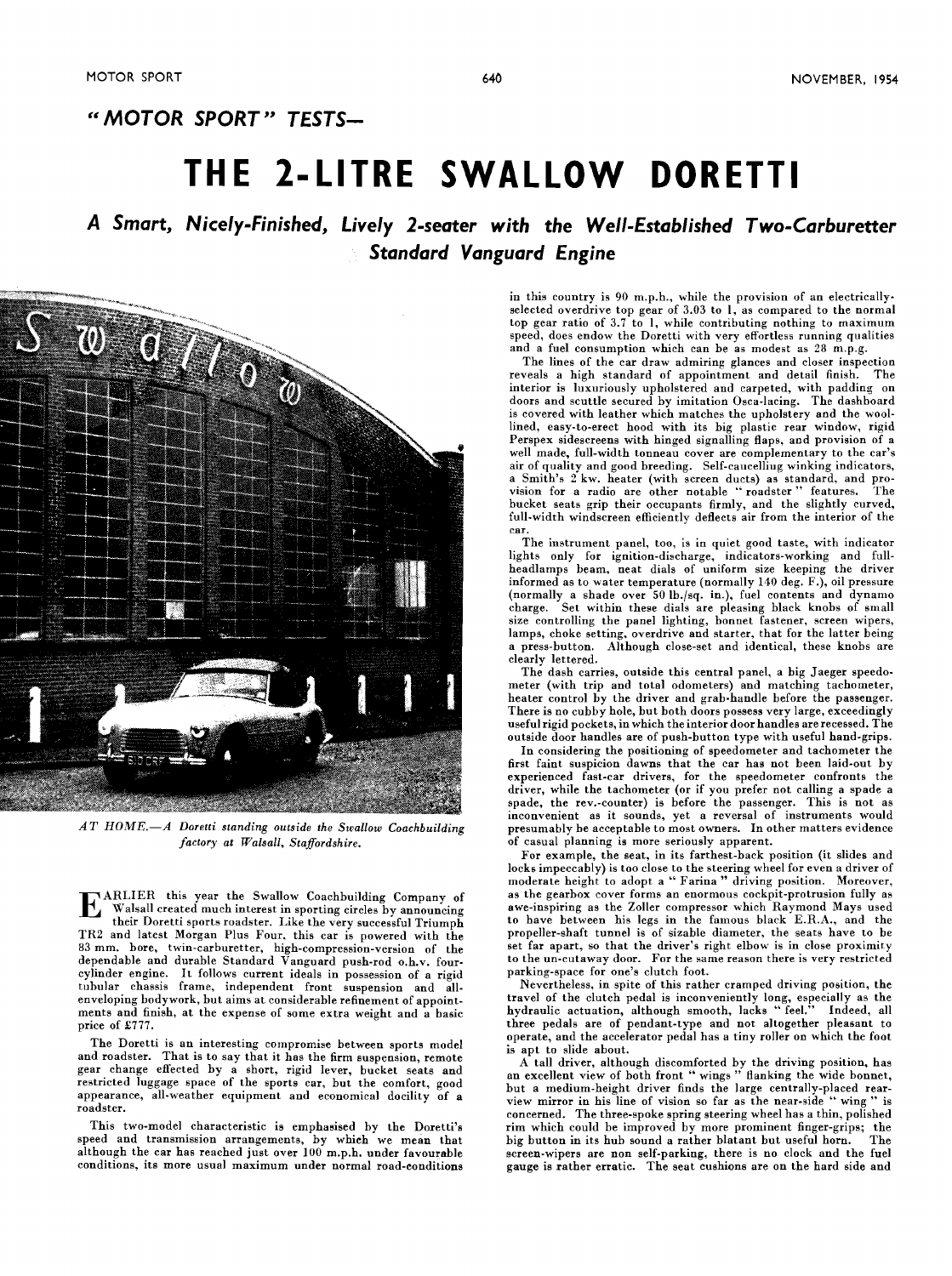## "MOTOR SPORT" TESTS—

# THE 2-LITRE SWALLOW DORETTI

### *A Smart, Nicely-Finished, Lively 2-seater with the Well-Established Two-Carburetter Standard Vanguard Engine*

*AT HOME.—A Doretti standing outside the Swallow Coachbuilding factory at Walsall, Staffordshire.*

EARLIER this year the Swallow Coachbuilding Company of Walsall created much interest in sporting circles by announcing their Doretti sports roadster. Like the very successful Triumph TR2 and latest Morgan Plus Four, this car is powered with the 83 mm. bore, twin-carburetter, high-compression-version of the dependable and durable Standard Vanguard push-rod o.h.v. four-cylinder engine. It follows current ideals in possession of a rigid tubular chassis frame, independent front suspension and all-enveloping bodywork, but aims at considerable refinement of appointments and finish, at the expense of some extra weight and a basic price of £777.

The Doretti is an interesting compromise between sports model and roadster. That is to say that it has the firm suspension, remote gear change effected by a short, rigid lever, bucket seats and restricted luggage space of the sports car, but the comfort, good appearance, all-weather equipment and economical docility of a roadster.

This two-model characteristic is emphasised by the Doretti's speed and transmission arrangements, by which we mean that although the car has reached just over 100 m.p.h. under favourable conditions, its more usual maximum under normal road-conditions in this country is 90 m.p.h., while the provision of an electrically-selected overdrive top gear of 3.03 to 1, as compared to the normal top gear ratio of 3.7 to 1, while contributing nothing to maximum speed, does endow the Doretti with very effortless running qualities and a fuel consumption which can be as modest as 28 m.p.g.

The lines of the car draw admiring glances and closer inspection reveals a high standard of appointment and detail finish. The interior is luxuriously upholstered and carpeted, with padding on doors and scuttle secured by imitation Osca-lacing. The dashboard is covered with leather which matches the upholstery and the wool-lined, easy-to-erect hood with its big plastic rear window, rigid Perspex sidescreens with hinged signalling flaps, and provision of a well made, full-width tonneau cover are complementary to the car's air of quality and good breeding. Self-cancelling winking indicators, a Smith's 2 kw. heater (with screen ducts) as standard, and provision for a radio are other notable "roadster" features. The bucket seats grip their occupants firmly, and the slightly curved, full-width windscreen efficiently deflects air from the interior of the car.

The instrument panel, too, is in quiet good taste, with indicator lights only for ignition-discharge, indicators-working and full-headlamps beam, neat dials of uniform size keeping the driver informed as to water temperature (normally 140 deg. F.), oil pressure (normally a shade over 50 lb./sq. in.), fuel contents and dynamo charge. Set within these dials are pleasing black knobs of small size controlling the panel lighting, bonnet fastener, screen wipers, lamps, choke setting, overdrive and starter, that for the latter being a press-button. Although close-set and identical, these knobs are clearly lettered.

The dash carries, outside this central panel, a big Jaeger speedometer (with trip and total odometers) and matching tachometer, heater control by the driver and grab-handle before the passenger. There is no cubby hole, but both doors possess very large, exceedingly useful rigid pockets, in which the interior door handles are recessed. The outside door handles are of push-button type with useful hand-grips.

In considering the positioning of speedometer and tachometer the first faint suspicion dawns that the car has not been laid-out by experienced fast-car drivers, for the speedometer confronts the driver, while the tachometer (or if you prefer not calling a spade a spade, the rev.-counter) is before the passenger. This is not as inconvenient as it sounds, yet a reversal of instruments would presumably be acceptable to most owners. In other matters evidence of casual planning is more seriously apparent.

For example, the seat, in its farthest-back position (it slides and locks impeccably) is too close to the steering wheel for even a driver of moderate height to adopt a "Farina" driving position. Moreover, as the gearbox cover forms an enormous cockpit-protrusion fully as awe-inspiring as the Zoller compressor which Raymond Mays used to have between his legs in the famous black E.R.A., and the propeller-shaft tunnel is of sizable diameter, the seats have to be set far apart, so that the driver's right elbow is in close proximity to the un-cutaway door. For the same reason there is very restricted parking-space for one's clutch foot.

Nevertheless, in spite of this rather cramped driving position, the travel of the clutch pedal is inconveniently long, especially as the hydraulic actuation, although smooth, lacks "feel." Indeed, all three pedals are of pendant-type and not altogether pleasant to operate, and the accelerator pedal has a tiny roller on which the foot is apt to slide about.

A tall driver, although discomforted by the driving position, has an excellent view of both front "wings" flanking the wide bonnet, but a medium-height driver finds the large centrally-placed rear-view mirror in his line of vision so far as the near-side "wing" is concerned. The three-spoke spring steering wheel has a thin, polished rim which could be improved by more prominent finger-grips; the big button in its hub sound a rather blatant but useful horn. The screen-wipers are non self-parking, there is no clock and the fuel gauge is rather erratic. The seat cushions are on the hard side and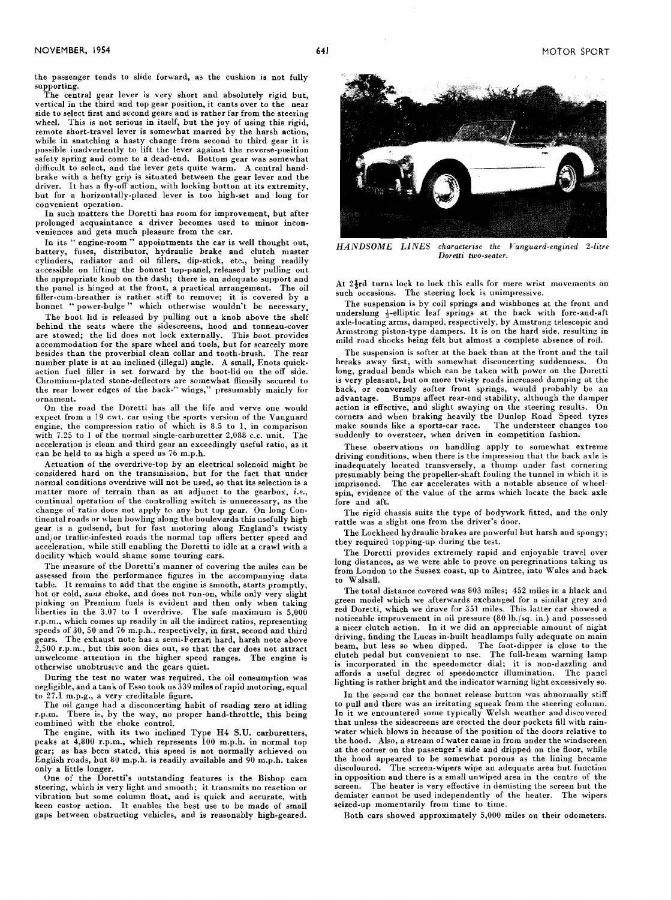the passenger tends to slide forward, as the cushion is not fully supporting.

The central gear lever is very short and absolutely rigid but, vertical in the third and top gear position, it cants over to the near side to select first and second gears and is rather far from the steering wheel. This is not serious in itself, but the joy of using this rigid, remote short-travel lever is somewhat marred by the harsh action, while in snatching a hasty change from second to third gear it is possible inadvertently to lift the lever against the reverse-position safety spring and come to a dead-end. Bottom gear was somewhat difficult to select, and the lever gets quite warm. A central handbrake with a hefty grip is situated between the gear lever and the driver. It has a fly-off action, with locking button at its extremity, but for a horizontally-placed lever is too high-set and long for convenient operation.

In such matters the Doretti has room for improvement, but after prolonged acquaintance a driver becomes used to minor inconveniences and gets much pleasure from the car.

In its " engine-room " appointments the car is well thought out, battery, fuses, distributor, hydraulic brake and clutch master cylinders, radiator and oil fillers, dip-stick, etc., being readily accessible on lifting the bonnet top-panel, released by pulling out the appropriate knob on the dash; there is an adequate support and the panel is hinged at the front, a practical arrangement. The oil filler-cum-breather is rather stiff to remove; it is covered by a bonnet " power-bulge " which otherwise wouldn't be necessary.

The boot lid is released by pulling out a knob above the shelf behind the seats where the sidescreens, hood and tonneau-cover are stowed; the lid does not lock externally. This boot provides accommodation for the spare wheel and tools, but for scarcely more besides than the proverbial clean collar and tooth-brush. The rear number plate is at an inclined (illegal) angle. A small, Enots quick-action fuel filler is set forward by the boot-lid on the off side. Chromium-plated stone-deflectors are somewhat flimsily secured to the rear lower edges of the back-" wings," presumably mainly for ornament.

On the road the Doretti has all the life and verve one would expect from a 19 cwt. car using the sports version of the Vanguard engine, the compression ratio of which is 8.5 to 1, in comparison with 7.25 to 1 of the normal single-carburetter 2,088 c.c. unit. The acceleration is clean and third gear an exceedingly useful ratio, as it can be held to as high a speed as 76 m.p.h.

Actuation of the overdrive-top by an electrical solenoid might be considered hard on the transmission, but for the fact that under normal conditions overdrive will not be used, so that its selection is a matter more of terrain than as an adjunct to the gearbox, *i.e.*, continual operation of the controlling switch is unnecessary, as the change of ratio does not apply to any but top gear. On long Continental roads or when bowling along the boulevards this usefully high gear is a godsend, but for fast motoring along England's twisty and/or traffic-infested roads the normal top offers better speed and acceleration, while still enabling the Doretti to idle at a crawl with a docility which would shame some touring cars.

The measure of the Doretti's manner of covering the miles can be assessed from the performance figures in the accompanying data table. It remains to add that the engine is smooth, starts promptly, hot or cold, *sans* choke, and does not run-on, while only very slight pinking on Premium fuels is evident and then only when taking liberties in the 3.07 to 1 overdrive. The safe maximum is 5,000 r.p.m., which comes up readily in all the indirect ratios, representing speeds of 30, 50 and 76 m.p.h., respectively, in first, second and third gears. The exhaust note has a semi-Ferrari hard, harsh note above 2,500 r.p.m., but this soon dies out, so that the car does not attract unwelcome attention in the higher speed ranges. The engine is otherwise unobtrusive and the gears quiet.

During the test no water was required, the oil consumption was negligible, and a tank of Esso took us 339 miles of rapid motoring, equal to 27.1 m.p.g., a very creditable figure.

The oil gauge had a disconcerting habit of reading zero at idling r.p.m. There is, by the way, no proper hand-throttle, this being combined with the choke control.

The engine, with its two inclined Type H4 S.U. carburetters, peaks at 4,800 r.p.m., which represents 100 m.p.h. in normal top gear; as has been stated, this speed is not normally achieved on English roads, but 80 m.p.h. is readily available and 90 m.p.h. takes only a little longer.

One of the Doretti's outstanding features is the Bishop cam steering, which is very light and smooth; it transmits no reaction or vibration but some column float, and is quick and accurate, with keen castor action. It enables the best use to be made of small gaps between obstructing vehicles, and is reasonably high-geared.

*HANDSOME LINES characterise the Vanguard-engined 2-litre Doretti two-seater.*

At 2⅔rd turns lock to lock this calls for mere wrist movements on such occasions. The steering lock is unimpressive.

The suspension is by coil springs and wishbones at the front and underslung ½-elliptic leaf springs at the back with fore-and-aft axle-locating arms, damped, respectively, by Armstrong telescopic and Armstrong piston-type dampers. It is on the hard side, resulting in mild road shocks being felt but almost a complete absence of roll.

The suspension is softer at the back than at the front and the tail breaks away first, with somewhat disconcerting suddenness. On long, gradual bends which can be taken with power on the Doretti is very pleasant, but on more twisty roads increased damping at the back, or conversely softer front springs, would probably be an advantage. Bumps affect rear-end stability, although the damper action is effective, and slight swaying on the steering results. On corners and when braking heavily the Dunlop Road Speed tyres make sounds like a sports-car race. The understeer changes too suddenly to oversteer, when driven in competition fashion.

These observations on handling apply to somewhat extreme driving conditions, when there is the impression that the back axle is inadequately located transversely, a thump under fast cornering presumably being the propeller-shaft fouling the tunnel in which it is imprisoned. The car accelerates with a notable absence of wheel-spin, evidence of the value of the arms which locate the back axle fore and aft.

The rigid chassis suits the type of bodywork fitted, and the only rattle was a slight one from the driver's door.

The Lockheed hydraulic brakes are powerful but harsh and spongy; they required topping-up during the test.

The Doretti provides extremely rapid and enjoyable travel over long distances, as we were able to prove on peregrinations taking us from London to the Sussex coast, up to Aintree, into Wales and back to Walsall.

The total distance covered was 803 miles; 452 miles in a black and green model which we afterwards exchanged for a similar grey and red Doretti, which we drove for 351 miles. This latter car showed a noticeable improvement in oil pressure (80 lb./sq. in.) and possessed a nicer clutch action. In it we did an appreciable amount of night driving, finding the Lucas in-built headlamps fully adequate on main beam, but less so when dipped. The foot-dipper is close to the clutch pedal but convenient to use. The full-beam warning lamp is incorporated in the speedometer dial; it is non-dazzling and affords a useful degree of speedometer illumination. The panel lighting is rather bright and the indicator warning light excessively so.

In the second car the bonnet release button was abnormally stiff to pull and there was an irritating squeak from the steering column. In it we encountered some typically Welsh weather and discovered that unless the sidescreens are erected the door pockets fill with rain-water which blows in because of the position of the doors relative to the hood. Also, a stream of water came in from under the windscreen at the corner on the passenger's side and dripped on the floor, while the hood appeared to be somewhat porous as the lining became discoloured. The screen-wipers wipe an adequate area but function in opposition and there is a small unwiped area in the centre of the screen. The heater is very effective in demisting the screen but the demister cannot be used independently of the heater. The wipers seized-up momentarily from time to time.

Both cars showed approximately 5,000 miles on their odometers.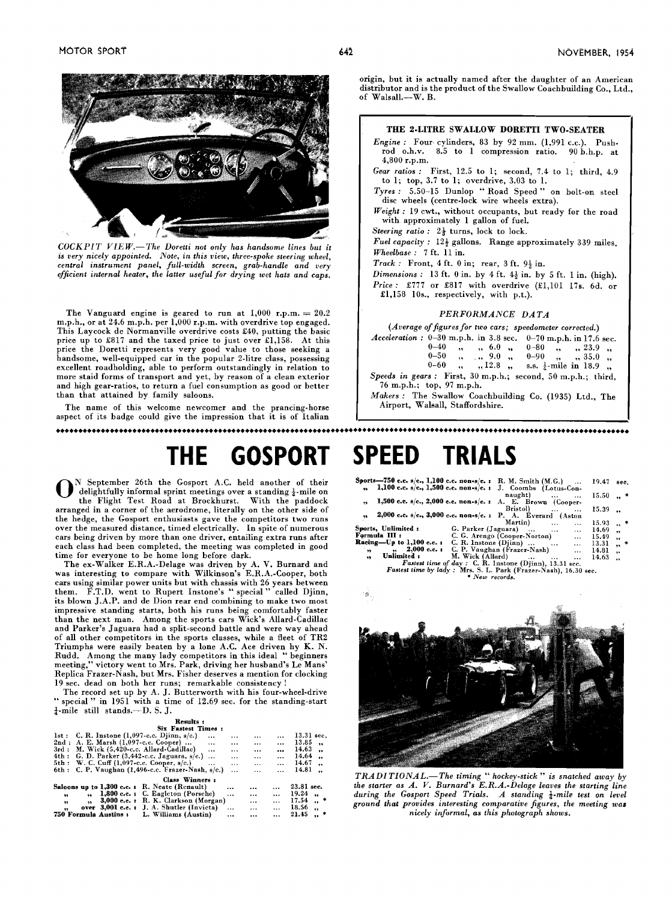*COCKPIT VIEW.—The Doretti not only has handsome lines but it is very nicely appointed. Note, in this view, three-spoke steering wheel, central instrument panel, full-width screen, grab-handle and very efficient internal heater, the latter useful for drying wet hats and caps.*

The Vanguard engine is geared to run at 1,000 r.p.m. = 20.2 m.p.h., or at 24.6 m.p.h. per 1,000 r.p.m. with overdrive top engaged. This Laycock de Normanville overdrive costs £40, putting the basic price up to £817 and the taxed price to just over £1,158. At this price the Doretti represents very good value to those seeking a handsome, well-equipped car in the popular 2-litre class, possessing excellent roadholding, able to perform outstandingly in relation to more staid forms of transport and yet, by reason of a clean exterior and high gear-ratios, to return a fuel consumption as good or better than that attained by family saloons.

The name of this welcome newcomer and the prancing-horse aspect of its badge could give the impression that it is of Italian origin, but it is actually named after the daughter of an American distributor and is the product of the Swallow Coachbuilding Co., Ltd., of Walsall.—W. B.

### THE 2-LITRE SWALLOW DORETTI TWO-SEATER

*Engine :* Four cylinders, 83 by 92 mm. (1,991 c.c.). Push-rod o.h.v. 8.5 to 1 compression ratio. 90 b.h.p. at 4,800 r.p.m.

*Gear ratios :* First, 12.5 to 1; second, 7.4 to 1; third, 4.9 to 1; top, 3.7 to 1; overdrive, 3.03 to 1.

*Tyres :* 5.50-15 Dunlop "Road Speed" on bolt-on steel disc wheels (centre-lock wire wheels extra).

*Weight :* 19 cwt., without occupants, but ready for the road with approximately 1 gallon of fuel.

*Steering ratio :* 2½ turns, lock to lock.

*Fuel capacity :* 12½ gallons. Range approximately 339 miles.

*Wheelbase :* 7 ft. 11 in.

*Track :* Front, 4 ft. 0 in; rear, 3 ft. 9½ in.

*Dimensions :* 13 ft. 0 in. by 4 ft. 4½ in. by 5 ft. 1 in. (high).

*Price :* £777 or £817 with overdrive (£1,101 17s. 6d. or £1,158 10s., respectively, with p.t.).

*PERFORMANCE DATA*

(*Average of figures for two cars; speedometer corrected.*)

*Acceleration :* 0–30 m.p.h. in 3.8 sec. 0–70 m.p.h. in 17.6 sec.
0–40 " " 6.0 " 0–80 " " 23.9 "
0–50 " " 9.0 " 0–90 " " 35.0 "
0–60 " " 12.8 " s.s. ¼-mile in 18.9 "

*Speeds in gears :* First, 30 m.p.h.; second, 50 m.p.h.; third, 76 m.p.h.; top, 97 m.p.h.

*Makers :* The Swallow Coachbuilding Co. (1935) Ltd., The Airport, Walsall, Staffordshire.

# THE GOSPORT SPEED TRIALS

On September 26th the Gosport A.C. held another of their delightfully informal sprint meetings over a standing ¼-mile on the Flight Test Road at Brockhurst. With the paddock arranged in a corner of the aerodrome, literally on the other side of the hedge, the Gosport enthusiasts gave the competitors two runs over the measured distance, timed electrically. In spite of numerous cars being driven by more than one driver, entailing extra runs after each class had been completed, the meeting was completed in good time for everyone to be home long before dark.

The ex-Walker E.R.A.-Delage was driven by A. V. Burnard and was interesting to compare with Wilkinson's E.R.A.-Cooper, both cars using similar power units but with chassis with 26 years between them. F.T.D. went to Rupert Instone's "special" called Djinn, its blown J.A.P. and de Dion rear end combining to make two most impressive standing starts, both his runs being comfortably faster than the next man. Among the sports cars Wick's Allard-Cadillac and Parker's Jaguara had a split-second battle and were way ahead of all other competitors in the sports classes, while a fleet of TR2 Triumphs were easily beaten by a lone A.C. Ace driven by K. N. Rudd. Among the many lady competitors in this ideal "beginners meeting," victory went to Mrs. Park, driving her husband's Le Mans' Replica Frazer-Nash, but Mrs. Fisher deserves a mention for clocking 19 sec. dead on both her runs; remarkable consistency!

The record set up by A. J. Butterworth with his four-wheel-drive "special" in 1951 with a time of 12.69 sec. for the standing-start ¼-mile still stands.—D. S. J.

**Results :**

**Six Fastest Times :**

| | | |
|---|---|---|
| 1st : | C. R. Instone (1,097-c.c. Djinn, s/c.) | 13.31 sec. |
| 2nd : | A. E. Marsh (1,097-c.c. Cooper) | 13.85 " |
| 3rd : | M. Wick (5,420-c.c. Allard-Cadillac) | 14.63 " |
| 4th : | G. D. Parker (3,442-c.c. Jaguara, s/c.) | 14.64 " |
| 5th : | W. C. Cuff (1,097-c.c. Cooper, s/c.) | 14.67 " |
| 6th : | C. P. Vaughan (1,496-c.c. Frazer-Nash, s/c.) | 14.81 " |

**Class Winners :**

| | | |
|---|---|---|
| Saloons up to 1,300 c.c. : | R. Neate (Renault) | 23.81 sec. |
| " " 1,800 c.c. : | C. Eaglcton (Porsche) | 19.24 " |
| " " 3,000 c.c. : | R. K. Clarkson (Morgan) | 17.54 " * |
| " over 3,001 c.c. : | J. A. Shutler (Invicta) | 18.56 " |
| 750 Formula Austins : | L. Williams (Austin) | 21.45 " * |
| Sports—750 c.c. s/c., 1,100 c.c. non-s/c. : | R. M. Smith (M.G.) | 19.47 sec. |
| " 1,100 c.c. s/c., 1,500 c.c. non-s/c. : | J. Coombs (Lotus-Connaught) | 15.50 " * |
| " 1,500 c.c. s/c., 2,000 c.c. non-s/c. : | A. E. Brown (Cooper-Bristol) | 15.39 " |
| " 2,000 c.c. s/c., 3,000 c.c. non-s/c. : | P. A. Everard (Aston Martin) | 15.93 " * |
| Sports, Unlimited : | G. Parker (Jaguara) | 14.69 " |
| Formula III : | C. G. Arengo (Cooper-Norton) | 15.49 " |
| Racing—Up to 1,100 c.c. : | C. R. Instone (Djinn) | 13.31 " * |
| " " 2,000 c.c. : | C. P. Vaughan (Frazer-Nash) | 14.81 " |
| " Unlimited : | M. Wick (Allard) | 14.63 " |

*Fastest time of day :* C. R. Instone (Djinn), 13.31 sec.
*Fastest time by lady :* Mrs. S. L. Park (Frazer-Nash), 16.30 sec.
\* *New records.*

*TRADITIONAL.—The timing "hockey-stick" is snatched away by the starter as A. V. Burnard's E.R.A.-Delage leaves the starting line during the Gosport Speed Trials. A standing ¼-mile test on level ground that provides interesting comparative figures, the meeting was nicely informal, as this photograph shows.*